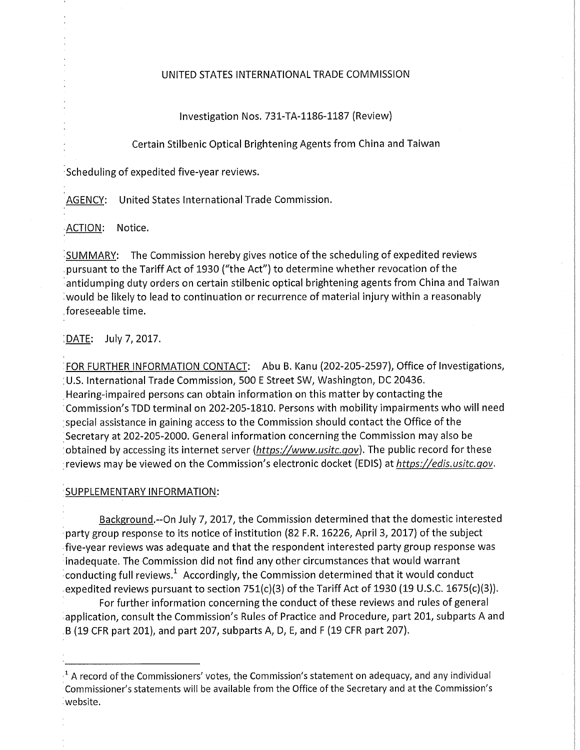UNITED STATES INTERNATIONAL TRADE COMMISSION

Investigation Nos. 731-TA-1186-1187 (Review)

Certain Stilbenic Optical Brightening Agents from China and Taiwan

Scheduling of expedited five-year reviews.

AGENCY: United States International Trade Commission.

ACTION: Notice.

SUMMARY: The Commission hereby gives notice of the scheduling of expedited reviews pursuant to the Tariff Act of 1930 ("the Act") to determine whether revocation of the antidumping duty orders on certain stilbenic optical brightening agents from China and Taiwan would be likely to lead to continuation or recurrence of material injury within a reasonably foreseeable time.

DATE: July 7, 2017.

FOR FURTHER INFORMATION CONTACT: Abu B. Kanu (202-205-2597), Office of Investigations, U.S. International Trade Commission, 500 E Street SW, Washington, DC 20436. Hearing-impaired persons can obtain information on this matter by contacting the Commission's TDD terminal on 202-205-1810. Persons with mobility impairments who will need special assistance in gaining access to the Commission should contact the Office of the Secretary at 202-205-2000. General information concerning the Commission may also be obtained by accessing its internet server (*https://www.usitc.gov*). The public record for these reviews may be viewed on the Commission's electronic docket (EDIS) at *https://edis.usitc.gov*.

SUPPLEMENTARY INFORMATION:

Background.--On July 7, 2017, the Commission determined that the domestic interested party group response to its notice of institution (82 F.R. 16226, April 3, 2017) of the subject five-year reviews was adequate and that the respondent interested party group response was inadequate. The Commission did not find any other circumstances that would warrant conducting full reviews.[1] Accordingly, the Commission determined that it would conduct expedited reviews pursuant to section 751(c)(3) of the Tariff Act of 1930 (19 U.S.C. 1675(c)(3)).

For further information concerning the conduct of these reviews and rules of general application, consult the Commission's Rules of Practice and Procedure, part 201, subparts A and B (19 CFR part 201), and part 207, subparts A, D, E, and F (19 CFR part 207).

[1] A record of the Commissioners' votes, the Commission's statement on adequacy, and any individual Commissioner's statements will be available from the Office of the Secretary and at the Commission's website.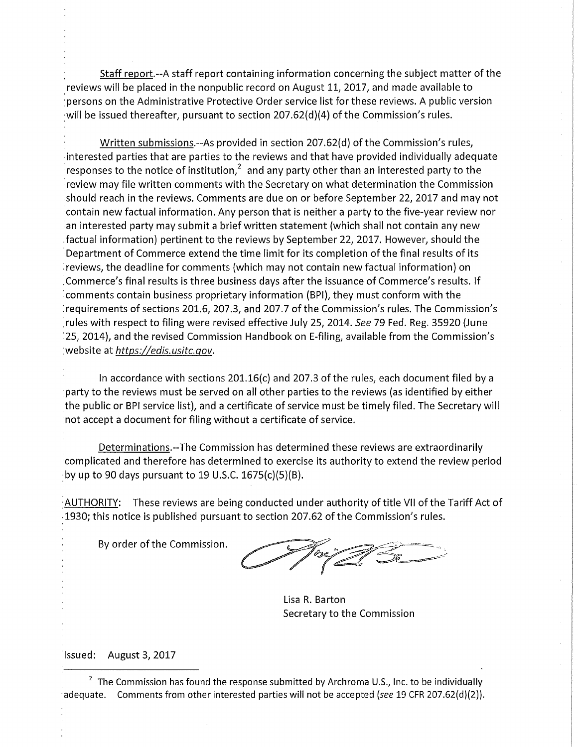Staff report.--A staff report containing information concerning the subject matter of the reviews will be placed in the nonpublic record on August 11, 2017, and made available to persons on the Administrative Protective Order service list for these reviews. A public version will be issued thereafter, pursuant to section 207.62(d)(4) of the Commission's rules.

Written submissions.--As provided in section 207.62(d) of the Commission's rules, interested parties that are parties to the reviews and that have provided individually adequate responses to the notice of institution,[2] and any party other than an interested party to the review may file written comments with the Secretary on what determination the Commission should reach in the reviews. Comments are due on or before September 22, 2017 and may not contain new factual information. Any person that is neither a party to the five-year review nor an interested party may submit a brief written statement (which shall not contain any new factual information) pertinent to the reviews by September 22, 2017. However, should the Department of Commerce extend the time limit for its completion of the final results of its reviews, the deadline for comments (which may not contain new factual information) on Commerce's final results is three business days after the issuance of Commerce's results. If comments contain business proprietary information (BPI), they must conform with the requirements of sections 201.6, 207.3, and 207.7 of the Commission's rules. The Commission's rules with respect to filing were revised effective July 25, 2014. *See* 79 Fed. Reg. 35920 (June 25, 2014), and the revised Commission Handbook on E-filing, available from the Commission's website at *https://edis.usitc.gov*.

In accordance with sections 201.16(c) and 207.3 of the rules, each document filed by a party to the reviews must be served on all other parties to the reviews (as identified by either the public or BPI service list), and a certificate of service must be timely filed. The Secretary will not accept a document for filing without a certificate of service.

Determinations.--The Commission has determined these reviews are extraordinarily complicated and therefore has determined to exercise its authority to extend the review period by up to 90 days pursuant to 19 U.S.C. 1675(c)(5)(B).

AUTHORITY: These reviews are being conducted under authority of title VII of the Tariff Act of 1930; this notice is published pursuant to section 207.62 of the Commission's rules.

By order of the Commission.

Lisa R. Barton
Secretary to the Commission

Issued: August 3, 2017

[2] The Commission has found the response submitted by Archroma U.S., Inc. to be individually adequate. Comments from other interested parties will not be accepted (*see* 19 CFR 207.62(d)(2)).